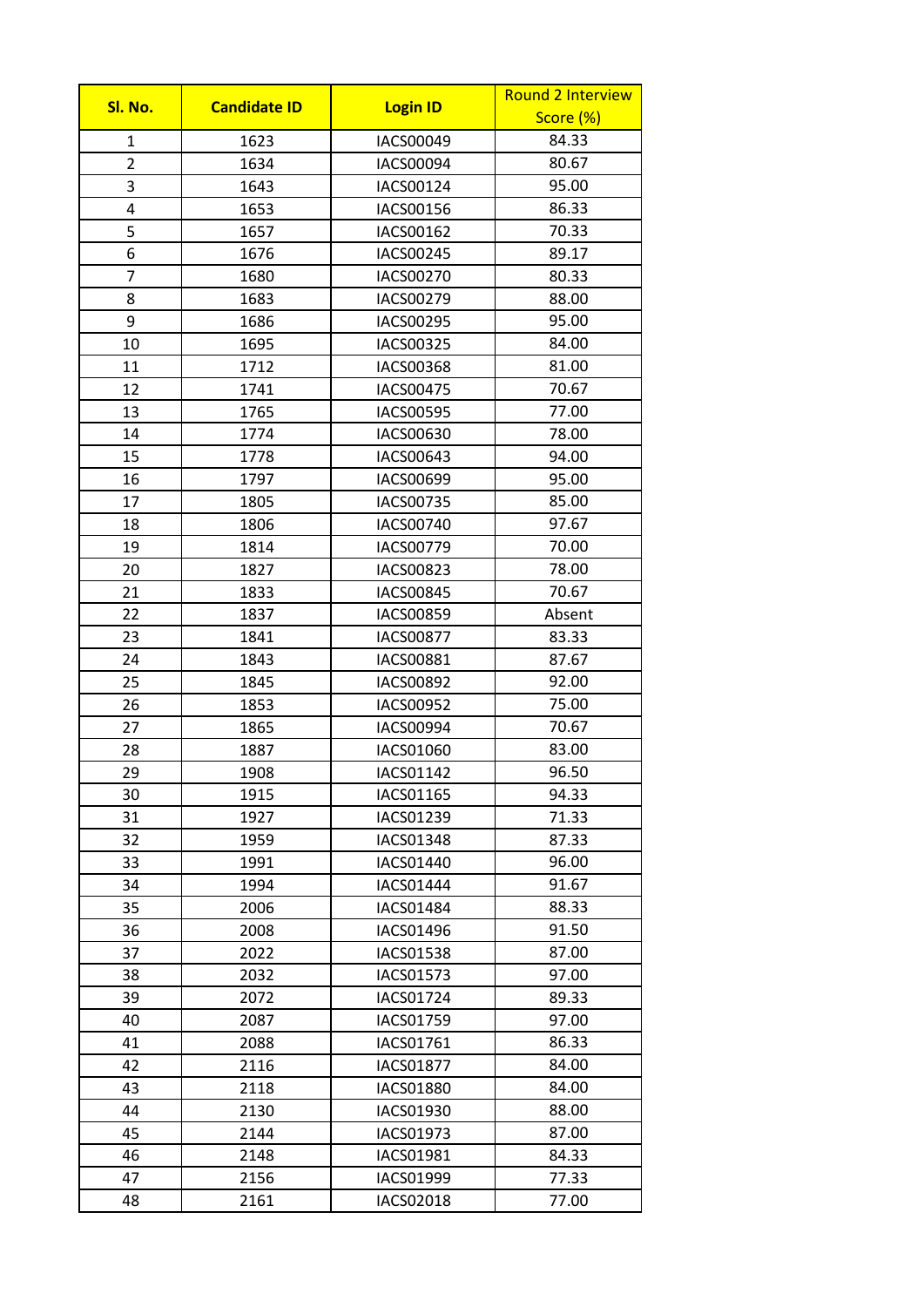| Sl. No. | Candidate ID | Login ID | Round 2 Interview Score (%) |
|---|---|---|---|
| 1 | 1623 | IACS00049 | 84.33 |
| 2 | 1634 | IACS00094 | 80.67 |
| 3 | 1643 | IACS00124 | 95.00 |
| 4 | 1653 | IACS00156 | 86.33 |
| 5 | 1657 | IACS00162 | 70.33 |
| 6 | 1676 | IACS00245 | 89.17 |
| 7 | 1680 | IACS00270 | 80.33 |
| 8 | 1683 | IACS00279 | 88.00 |
| 9 | 1686 | IACS00295 | 95.00 |
| 10 | 1695 | IACS00325 | 84.00 |
| 11 | 1712 | IACS00368 | 81.00 |
| 12 | 1741 | IACS00475 | 70.67 |
| 13 | 1765 | IACS00595 | 77.00 |
| 14 | 1774 | IACS00630 | 78.00 |
| 15 | 1778 | IACS00643 | 94.00 |
| 16 | 1797 | IACS00699 | 95.00 |
| 17 | 1805 | IACS00735 | 85.00 |
| 18 | 1806 | IACS00740 | 97.67 |
| 19 | 1814 | IACS00779 | 70.00 |
| 20 | 1827 | IACS00823 | 78.00 |
| 21 | 1833 | IACS00845 | 70.67 |
| 22 | 1837 | IACS00859 | Absent |
| 23 | 1841 | IACS00877 | 83.33 |
| 24 | 1843 | IACS00881 | 87.67 |
| 25 | 1845 | IACS00892 | 92.00 |
| 26 | 1853 | IACS00952 | 75.00 |
| 27 | 1865 | IACS00994 | 70.67 |
| 28 | 1887 | IACS01060 | 83.00 |
| 29 | 1908 | IACS01142 | 96.50 |
| 30 | 1915 | IACS01165 | 94.33 |
| 31 | 1927 | IACS01239 | 71.33 |
| 32 | 1959 | IACS01348 | 87.33 |
| 33 | 1991 | IACS01440 | 96.00 |
| 34 | 1994 | IACS01444 | 91.67 |
| 35 | 2006 | IACS01484 | 88.33 |
| 36 | 2008 | IACS01496 | 91.50 |
| 37 | 2022 | IACS01538 | 87.00 |
| 38 | 2032 | IACS01573 | 97.00 |
| 39 | 2072 | IACS01724 | 89.33 |
| 40 | 2087 | IACS01759 | 97.00 |
| 41 | 2088 | IACS01761 | 86.33 |
| 42 | 2116 | IACS01877 | 84.00 |
| 43 | 2118 | IACS01880 | 84.00 |
| 44 | 2130 | IACS01930 | 88.00 |
| 45 | 2144 | IACS01973 | 87.00 |
| 46 | 2148 | IACS01981 | 84.33 |
| 47 | 2156 | IACS01999 | 77.33 |
| 48 | 2161 | IACS02018 | 77.00 |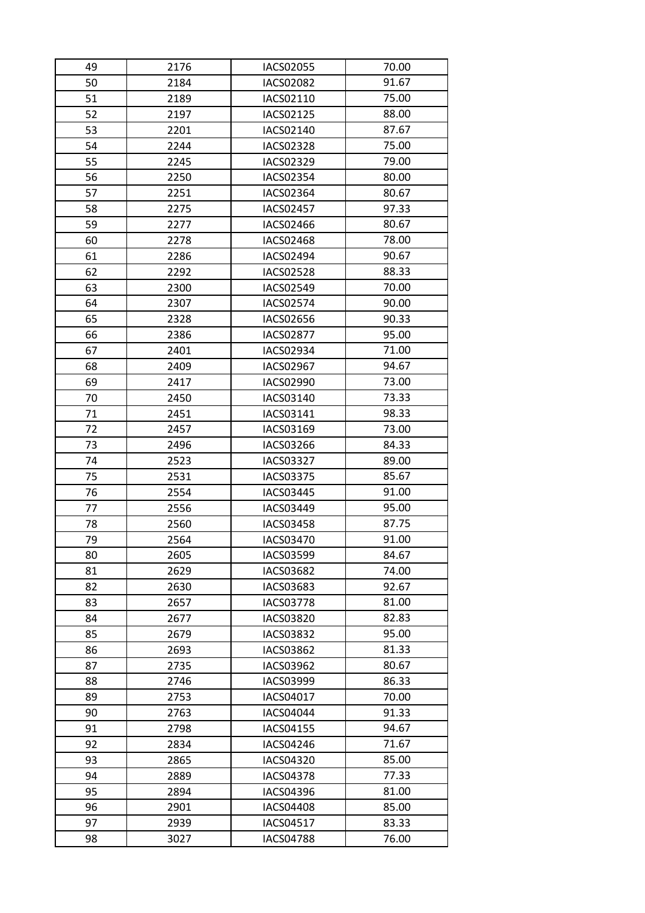| | | | |
|---|---|---|---|
| 49 | 2176 | IACS02055 | 70.00 |
| 50 | 2184 | IACS02082 | 91.67 |
| 51 | 2189 | IACS02110 | 75.00 |
| 52 | 2197 | IACS02125 | 88.00 |
| 53 | 2201 | IACS02140 | 87.67 |
| 54 | 2244 | IACS02328 | 75.00 |
| 55 | 2245 | IACS02329 | 79.00 |
| 56 | 2250 | IACS02354 | 80.00 |
| 57 | 2251 | IACS02364 | 80.67 |
| 58 | 2275 | IACS02457 | 97.33 |
| 59 | 2277 | IACS02466 | 80.67 |
| 60 | 2278 | IACS02468 | 78.00 |
| 61 | 2286 | IACS02494 | 90.67 |
| 62 | 2292 | IACS02528 | 88.33 |
| 63 | 2300 | IACS02549 | 70.00 |
| 64 | 2307 | IACS02574 | 90.00 |
| 65 | 2328 | IACS02656 | 90.33 |
| 66 | 2386 | IACS02877 | 95.00 |
| 67 | 2401 | IACS02934 | 71.00 |
| 68 | 2409 | IACS02967 | 94.67 |
| 69 | 2417 | IACS02990 | 73.00 |
| 70 | 2450 | IACS03140 | 73.33 |
| 71 | 2451 | IACS03141 | 98.33 |
| 72 | 2457 | IACS03169 | 73.00 |
| 73 | 2496 | IACS03266 | 84.33 |
| 74 | 2523 | IACS03327 | 89.00 |
| 75 | 2531 | IACS03375 | 85.67 |
| 76 | 2554 | IACS03445 | 91.00 |
| 77 | 2556 | IACS03449 | 95.00 |
| 78 | 2560 | IACS03458 | 87.75 |
| 79 | 2564 | IACS03470 | 91.00 |
| 80 | 2605 | IACS03599 | 84.67 |
| 81 | 2629 | IACS03682 | 74.00 |
| 82 | 2630 | IACS03683 | 92.67 |
| 83 | 2657 | IACS03778 | 81.00 |
| 84 | 2677 | IACS03820 | 82.83 |
| 85 | 2679 | IACS03832 | 95.00 |
| 86 | 2693 | IACS03862 | 81.33 |
| 87 | 2735 | IACS03962 | 80.67 |
| 88 | 2746 | IACS03999 | 86.33 |
| 89 | 2753 | IACS04017 | 70.00 |
| 90 | 2763 | IACS04044 | 91.33 |
| 91 | 2798 | IACS04155 | 94.67 |
| 92 | 2834 | IACS04246 | 71.67 |
| 93 | 2865 | IACS04320 | 85.00 |
| 94 | 2889 | IACS04378 | 77.33 |
| 95 | 2894 | IACS04396 | 81.00 |
| 96 | 2901 | IACS04408 | 85.00 |
| 97 | 2939 | IACS04517 | 83.33 |
| 98 | 3027 | IACS04788 | 76.00 |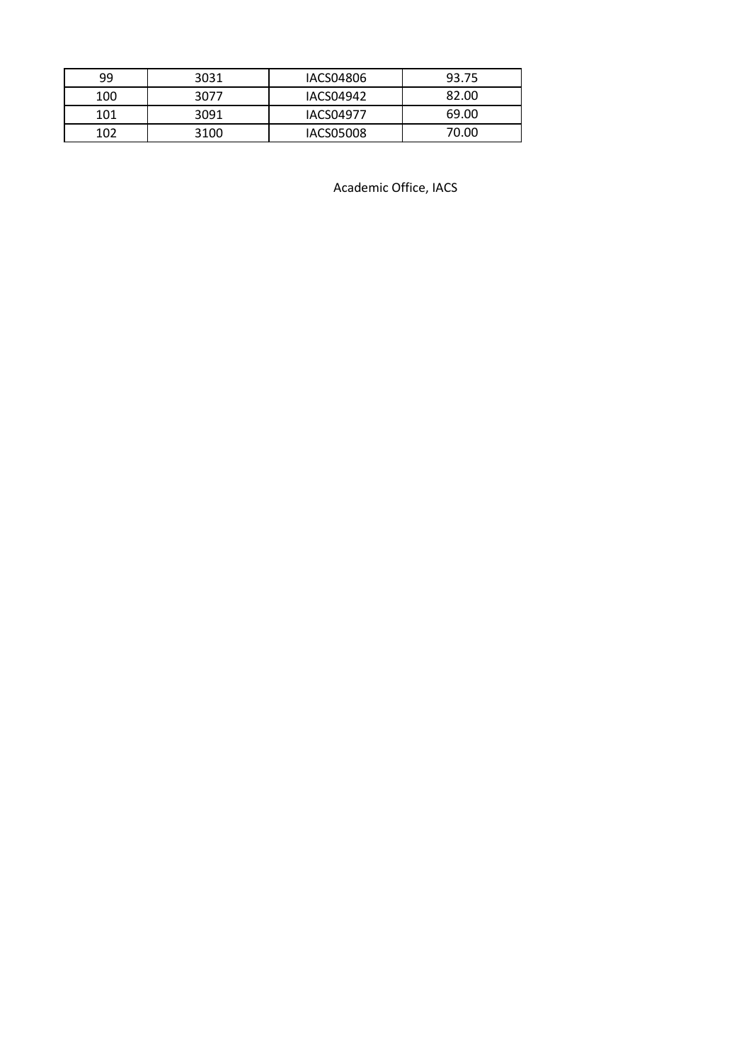| | | | |
|---|---|---|---|
| 99 | 3031 | IACS04806 | 93.75 |
| 100 | 3077 | IACS04942 | 82.00 |
| 101 | 3091 | IACS04977 | 69.00 |
| 102 | 3100 | IACS05008 | 70.00 |

Academic Office, IACS